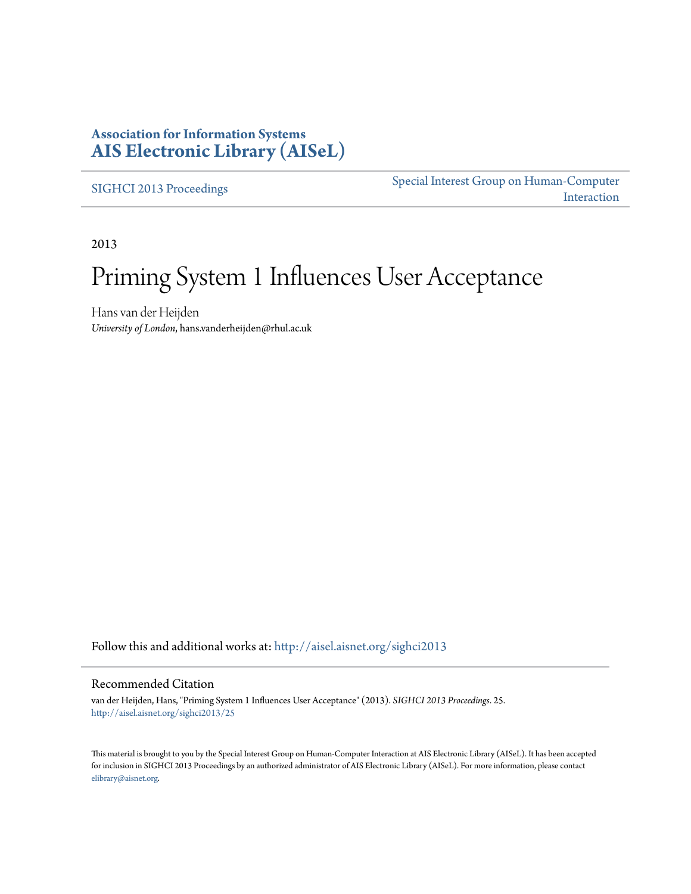**Association for Information Systems**
**AIS Electronic Library (AISeL)**

SIGHCI 2013 Proceedings | Special Interest Group on Human-Computer Interaction

2013

# Priming System 1 Influences User Acceptance

Hans van der Heijden
*University of London*, hans.vanderheijden@rhul.ac.uk

Follow this and additional works at: http://aisel.aisnet.org/sighci2013

## Recommended Citation

van der Heijden, Hans, "Priming System 1 Influences User Acceptance" (2013). *SIGHCI 2013 Proceedings*. 25.
http://aisel.aisnet.org/sighci2013/25

This material is brought to you by the Special Interest Group on Human-Computer Interaction at AIS Electronic Library (AISeL). It has been accepted for inclusion in SIGHCI 2013 Proceedings by an authorized administrator of AIS Electronic Library (AISeL). For more information, please contact elibrary@aisnet.org.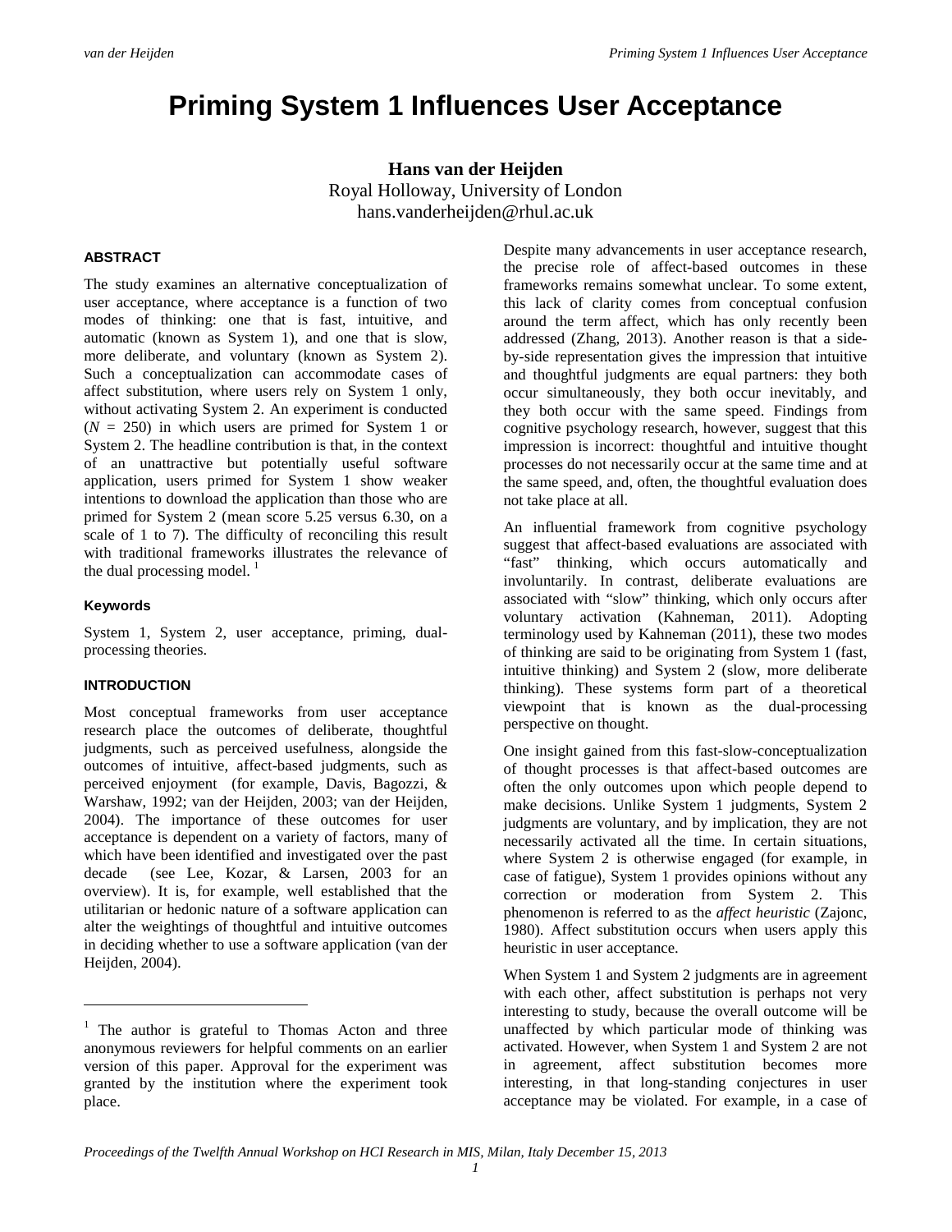# Priming System 1 Influences User Acceptance

**Hans van der Heijden**
Royal Holloway, University of London
hans.vanderheijden@rhul.ac.uk

### ABSTRACT

The study examines an alternative conceptualization of user acceptance, where acceptance is a function of two modes of thinking: one that is fast, intuitive, and automatic (known as System 1), and one that is slow, more deliberate, and voluntary (known as System 2). Such a conceptualization can accommodate cases of affect substitution, where users rely on System 1 only, without activating System 2. An experiment is conducted ($N$ = 250) in which users are primed for System 1 or System 2. The headline contribution is that, in the context of an unattractive but potentially useful software application, users primed for System 1 show weaker intentions to download the application than those who are primed for System 2 (mean score 5.25 versus 6.30, on a scale of 1 to 7). The difficulty of reconciling this result with traditional frameworks illustrates the relevance of the dual processing model. [1]

### Keywords

System 1, System 2, user acceptance, priming, dual-processing theories.

### INTRODUCTION

Most conceptual frameworks from user acceptance research place the outcomes of deliberate, thoughtful judgments, such as perceived usefulness, alongside the outcomes of intuitive, affect-based judgments, such as perceived enjoyment (for example, Davis, Bagozzi, & Warshaw, 1992; van der Heijden, 2003; van der Heijden, 2004). The importance of these outcomes for user acceptance is dependent on a variety of factors, many of which have been identified and investigated over the past decade (see Lee, Kozar, & Larsen, 2003 for an overview). It is, for example, well established that the utilitarian or hedonic nature of a software application can alter the weightings of thoughtful and intuitive outcomes in deciding whether to use a software application (van der Heijden, 2004).

Despite many advancements in user acceptance research, the precise role of affect-based outcomes in these frameworks remains somewhat unclear. To some extent, this lack of clarity comes from conceptual confusion around the term affect, which has only recently been addressed (Zhang, 2013). Another reason is that a side-by-side representation gives the impression that intuitive and thoughtful judgments are equal partners: they both occur simultaneously, they both occur inevitably, and they both occur with the same speed. Findings from cognitive psychology research, however, suggest that this impression is incorrect: thoughtful and intuitive thought processes do not necessarily occur at the same time and at the same speed, and, often, the thoughtful evaluation does not take place at all.

An influential framework from cognitive psychology suggest that affect-based evaluations are associated with "fast" thinking, which occurs automatically and involuntarily. In contrast, deliberate evaluations are associated with "slow" thinking, which only occurs after voluntary activation (Kahneman, 2011). Adopting terminology used by Kahneman (2011), these two modes of thinking are said to be originating from System 1 (fast, intuitive thinking) and System 2 (slow, more deliberate thinking). These systems form part of a theoretical viewpoint that is known as the dual-processing perspective on thought.

One insight gained from this fast-slow-conceptualization of thought processes is that affect-based outcomes are often the only outcomes upon which people depend to make decisions. Unlike System 1 judgments, System 2 judgments are voluntary, and by implication, they are not necessarily activated all the time. In certain situations, where System 2 is otherwise engaged (for example, in case of fatigue), System 1 provides opinions without any correction or moderation from System 2. This phenomenon is referred to as the *affect heuristic* (Zajonc, 1980). Affect substitution occurs when users apply this heuristic in user acceptance.

When System 1 and System 2 judgments are in agreement with each other, affect substitution is perhaps not very interesting to study, because the overall outcome will be unaffected by which particular mode of thinking was activated. However, when System 1 and System 2 are not in agreement, affect substitution becomes more interesting, in that long-standing conjectures in user acceptance may be violated. For example, in a case of

[1] The author is grateful to Thomas Acton and three anonymous reviewers for helpful comments on an earlier version of this paper. Approval for the experiment was granted by the institution where the experiment took place.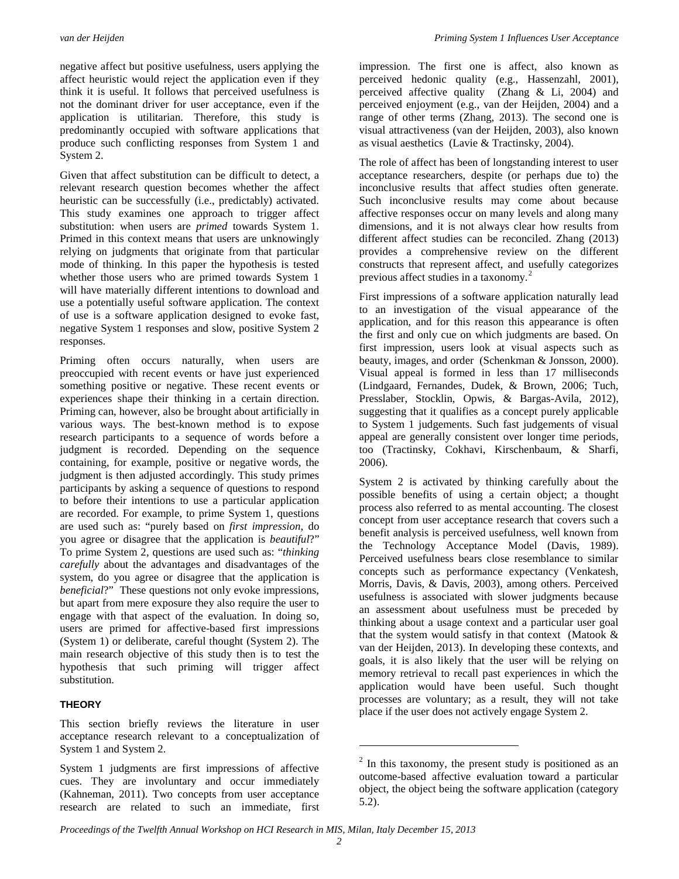negative affect but positive usefulness, users applying the affect heuristic would reject the application even if they think it is useful. It follows that perceived usefulness is not the dominant driver for user acceptance, even if the application is utilitarian. Therefore, this study is predominantly occupied with software applications that produce such conflicting responses from System 1 and System 2.

Given that affect substitution can be difficult to detect, a relevant research question becomes whether the affect heuristic can be successfully (i.e., predictably) activated. This study examines one approach to trigger affect substitution: when users are *primed* towards System 1. Primed in this context means that users are unknowingly relying on judgments that originate from that particular mode of thinking. In this paper the hypothesis is tested whether those users who are primed towards System 1 will have materially different intentions to download and use a potentially useful software application. The context of use is a software application designed to evoke fast, negative System 1 responses and slow, positive System 2 responses.

Priming often occurs naturally, when users are preoccupied with recent events or have just experienced something positive or negative. These recent events or experiences shape their thinking in a certain direction. Priming can, however, also be brought about artificially in various ways. The best-known method is to expose research participants to a sequence of words before a judgment is recorded. Depending on the sequence containing, for example, positive or negative words, the judgment is then adjusted accordingly. This study primes participants by asking a sequence of questions to respond to before their intentions to use a particular application are recorded. For example, to prime System 1, questions are used such as: "purely based on *first impression*, do you agree or disagree that the application is *beautiful*?" To prime System 2, questions are used such as: "*thinking carefully* about the advantages and disadvantages of the system, do you agree or disagree that the application is *beneficial*?" These questions not only evoke impressions, but apart from mere exposure they also require the user to engage with that aspect of the evaluation. In doing so, users are primed for affective-based first impressions (System 1) or deliberate, careful thought (System 2). The main research objective of this study then is to test the hypothesis that such priming will trigger affect substitution.

## THEORY

This section briefly reviews the literature in user acceptance research relevant to a conceptualization of System 1 and System 2.

System 1 judgments are first impressions of affective cues. They are involuntary and occur immediately (Kahneman, 2011). Two concepts from user acceptance research are related to such an immediate, first impression. The first one is affect, also known as perceived hedonic quality (e.g., Hassenzahl, 2001), perceived affective quality (Zhang & Li, 2004) and perceived enjoyment (e.g., van der Heijden, 2004) and a range of other terms (Zhang, 2013). The second one is visual attractiveness (van der Heijden, 2003), also known as visual aesthetics (Lavie & Tractinsky, 2004).

The role of affect has been of longstanding interest to user acceptance researchers, despite (or perhaps due to) the inconclusive results that affect studies often generate. Such inconclusive results may come about because affective responses occur on many levels and along many dimensions, and it is not always clear how results from different affect studies can be reconciled. Zhang (2013) provides a comprehensive review on the different constructs that represent affect, and usefully categorizes previous affect studies in a taxonomy.[2]

First impressions of a software application naturally lead to an investigation of the visual appearance of the application, and for this reason this appearance is often the first and only cue on which judgments are based. On first impression, users look at visual aspects such as beauty, images, and order (Schenkman & Jonsson, 2000). Visual appeal is formed in less than 17 milliseconds (Lindgaard, Fernandes, Dudek, & Brown, 2006; Tuch, Presslaber, Stocklin, Opwis, & Bargas-Avila, 2012), suggesting that it qualifies as a concept purely applicable to System 1 judgements. Such fast judgements of visual appeal are generally consistent over longer time periods, too (Tractinsky, Cokhavi, Kirschenbaum, & Sharfi, 2006).

System 2 is activated by thinking carefully about the possible benefits of using a certain object; a thought process also referred to as mental accounting. The closest concept from user acceptance research that covers such a benefit analysis is perceived usefulness, well known from the Technology Acceptance Model (Davis, 1989). Perceived usefulness bears close resemblance to similar concepts such as performance expectancy (Venkatesh, Morris, Davis, & Davis, 2003), among others. Perceived usefulness is associated with slower judgments because an assessment about usefulness must be preceded by thinking about a usage context and a particular user goal that the system would satisfy in that context (Matook & van der Heijden, 2013). In developing these contexts, and goals, it is also likely that the user will be relying on memory retrieval to recall past experiences in which the application would have been useful. Such thought processes are voluntary; as a result, they will not take place if the user does not actively engage System 2.

[2] In this taxonomy, the present study is positioned as an outcome-based affective evaluation toward a particular object, the object being the software application (category 5.2).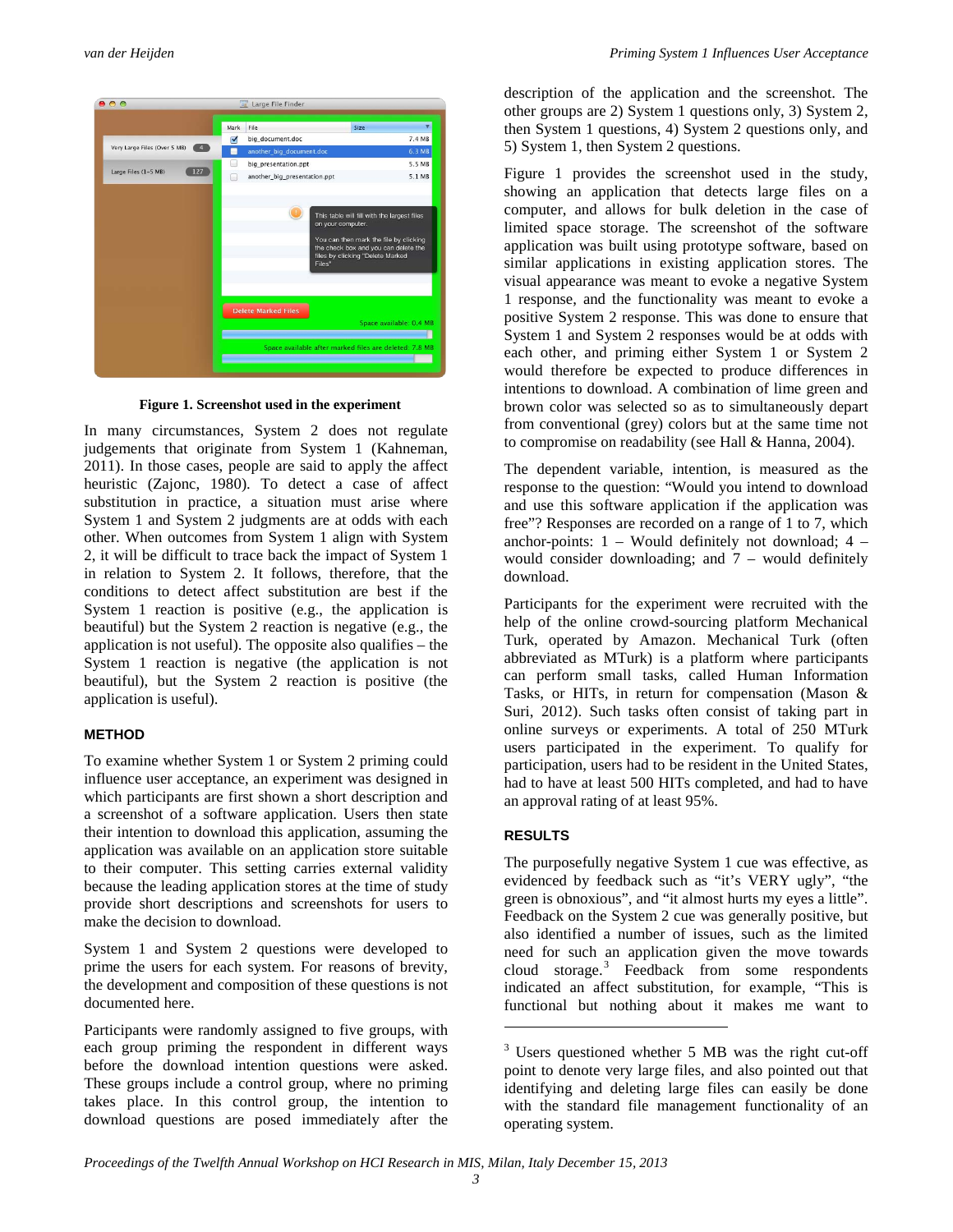**Figure 1. Screenshot used in the experiment**

In many circumstances, System 2 does not regulate judgements that originate from System 1 (Kahneman, 2011). In those cases, people are said to apply the affect heuristic (Zajonc, 1980). To detect a case of affect substitution in practice, a situation must arise where System 1 and System 2 judgments are at odds with each other. When outcomes from System 1 align with System 2, it will be difficult to trace back the impact of System 1 in relation to System 2. It follows, therefore, that the conditions to detect affect substitution are best if the System 1 reaction is positive (e.g., the application is beautiful) but the System 2 reaction is negative (e.g., the application is not useful). The opposite also qualifies – the System 1 reaction is negative (the application is not beautiful), but the System 2 reaction is positive (the application is useful).

## METHOD

To examine whether System 1 or System 2 priming could influence user acceptance, an experiment was designed in which participants are first shown a short description and a screenshot of a software application. Users then state their intention to download this application, assuming the application was available on an application store suitable to their computer. This setting carries external validity because the leading application stores at the time of study provide short descriptions and screenshots for users to make the decision to download.

System 1 and System 2 questions were developed to prime the users for each system. For reasons of brevity, the development and composition of these questions is not documented here.

Participants were randomly assigned to five groups, with each group priming the respondent in different ways before the download intention questions were asked. These groups include a control group, where no priming takes place. In this control group, the intention to download questions are posed immediately after the description of the application and the screenshot. The other groups are 2) System 1 questions only, 3) System 2, then System 1 questions, 4) System 2 questions only, and 5) System 1, then System 2 questions.

Figure 1 provides the screenshot used in the study, showing an application that detects large files on a computer, and allows for bulk deletion in the case of limited space storage. The screenshot of the software application was built using prototype software, based on similar applications in existing application stores. The visual appearance was meant to evoke a negative System 1 response, and the functionality was meant to evoke a positive System 2 response. This was done to ensure that System 1 and System 2 responses would be at odds with each other, and priming either System 1 or System 2 would therefore be expected to produce differences in intentions to download. A combination of lime green and brown color was selected so as to simultaneously depart from conventional (grey) colors but at the same time not to compromise on readability (see Hall & Hanna, 2004).

The dependent variable, intention, is measured as the response to the question: "Would you intend to download and use this software application if the application was free"? Responses are recorded on a range of 1 to 7, which anchor-points: 1 – Would definitely not download; 4 – would consider downloading; and 7 – would definitely download.

Participants for the experiment were recruited with the help of the online crowd-sourcing platform Mechanical Turk, operated by Amazon. Mechanical Turk (often abbreviated as MTurk) is a platform where participants can perform small tasks, called Human Information Tasks, or HITs, in return for compensation (Mason & Suri, 2012). Such tasks often consist of taking part in online surveys or experiments. A total of 250 MTurk users participated in the experiment. To qualify for participation, users had to be resident in the United States, had to have at least 500 HITs completed, and had to have an approval rating of at least 95%.

## RESULTS

The purposefully negative System 1 cue was effective, as evidenced by feedback such as "it's VERY ugly", "the green is obnoxious", and "it almost hurts my eyes a little". Feedback on the System 2 cue was generally positive, but also identified a number of issues, such as the limited need for such an application given the move towards cloud storage.[3] Feedback from some respondents indicated an affect substitution, for example, "This is functional but nothing about it makes me want to

[3] Users questioned whether 5 MB was the right cut-off point to denote very large files, and also pointed out that identifying and deleting large files can easily be done with the standard file management functionality of an operating system.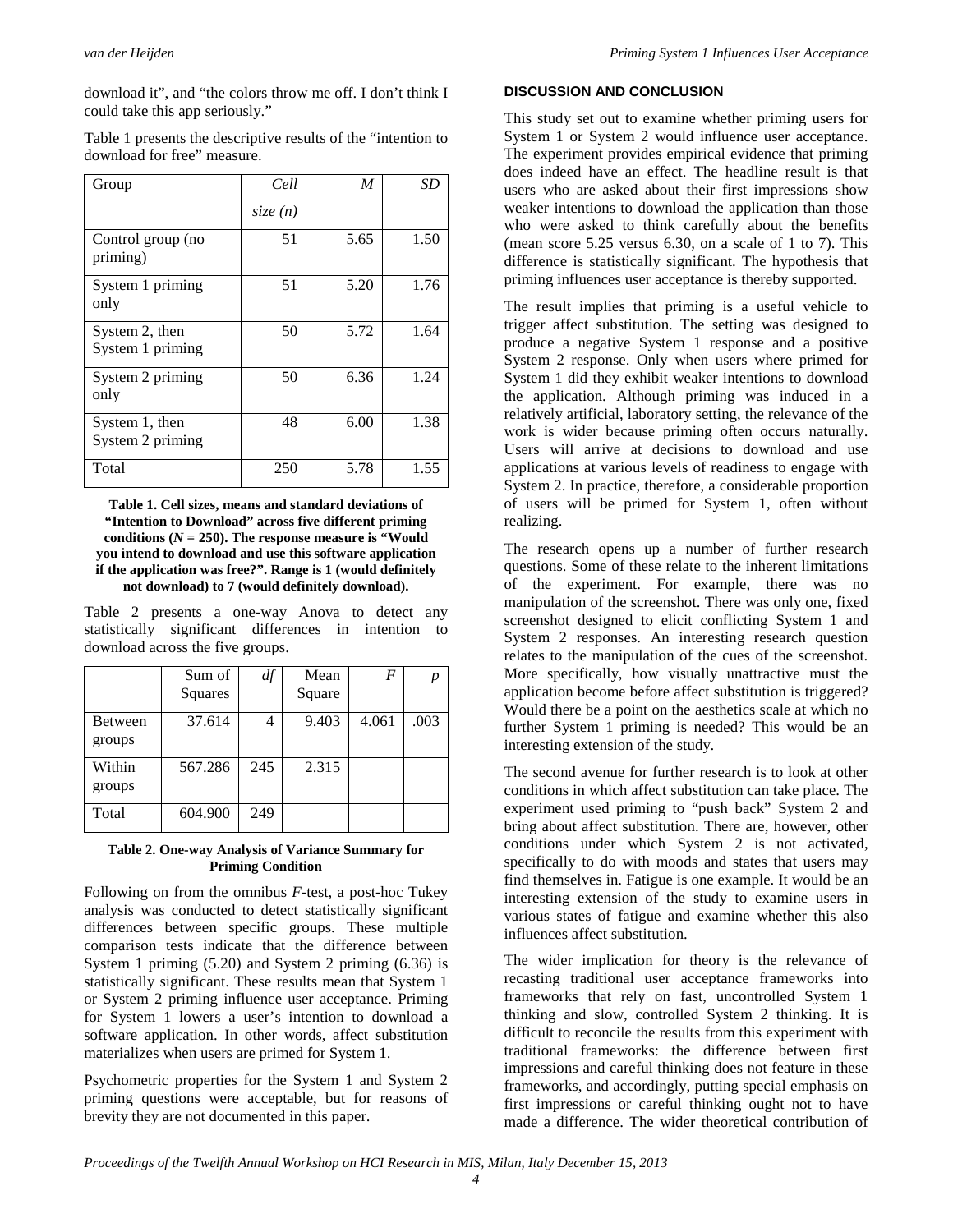download it", and "the colors throw me off. I don't think I could take this app seriously."

Table 1 presents the descriptive results of the "intention to download for free" measure.

| Group | *Cell size (n)* | *M* | *SD* |
|---|---|---|---|
| Control group (no priming) | 51 | 5.65 | 1.50 |
| System 1 priming only | 51 | 5.20 | 1.76 |
| System 2, then System 1 priming | 50 | 5.72 | 1.64 |
| System 2 priming only | 50 | 6.36 | 1.24 |
| System 1, then System 2 priming | 48 | 6.00 | 1.38 |
| Total | 250 | 5.78 | 1.55 |

**Table 1. Cell sizes, means and standard deviations of "Intention to Download" across five different priming conditions ($N = 250$). The response measure is "Would you intend to download and use this software application if the application was free?". Range is 1 (would definitely not download) to 7 (would definitely download).**

Table 2 presents a one-way Anova to detect any statistically significant differences in intention to download across the five groups.

| | Sum of Squares | *df* | Mean Square | *F* | *p* |
|---|---|---|---|---|---|
| Between groups | 37.614 | 4 | 9.403 | 4.061 | .003 |
| Within groups | 567.286 | 245 | 2.315 | | |
| Total | 604.900 | 249 | | | |

**Table 2. One-way Analysis of Variance Summary for Priming Condition**

Following on from the omnibus *F*-test, a post-hoc Tukey analysis was conducted to detect statistically significant differences between specific groups. These multiple comparison tests indicate that the difference between System 1 priming (5.20) and System 2 priming (6.36) is statistically significant. These results mean that System 1 or System 2 priming influence user acceptance. Priming for System 1 lowers a user's intention to download a software application. In other words, affect substitution materializes when users are primed for System 1.

Psychometric properties for the System 1 and System 2 priming questions were acceptable, but for reasons of brevity they are not documented in this paper.

## DISCUSSION AND CONCLUSION

This study set out to examine whether priming users for System 1 or System 2 would influence user acceptance. The experiment provides empirical evidence that priming does indeed have an effect. The headline result is that users who are asked about their first impressions show weaker intentions to download the application than those who were asked to think carefully about the benefits (mean score 5.25 versus 6.30, on a scale of 1 to 7). This difference is statistically significant. The hypothesis that priming influences user acceptance is thereby supported.

The result implies that priming is a useful vehicle to trigger affect substitution. The setting was designed to produce a negative System 1 response and a positive System 2 response. Only when users where primed for System 1 did they exhibit weaker intentions to download the application. Although priming was induced in a relatively artificial, laboratory setting, the relevance of the work is wider because priming often occurs naturally. Users will arrive at decisions to download and use applications at various levels of readiness to engage with System 2. In practice, therefore, a considerable proportion of users will be primed for System 1, often without realizing.

The research opens up a number of further research questions. Some of these relate to the inherent limitations of the experiment. For example, there was no manipulation of the screenshot. There was only one, fixed screenshot designed to elicit conflicting System 1 and System 2 responses. An interesting research question relates to the manipulation of the cues of the screenshot. More specifically, how visually unattractive must the application become before affect substitution is triggered? Would there be a point on the aesthetics scale at which no further System 1 priming is needed? This would be an interesting extension of the study.

The second avenue for further research is to look at other conditions in which affect substitution can take place. The experiment used priming to "push back" System 2 and bring about affect substitution. There are, however, other conditions under which System 2 is not activated, specifically to do with moods and states that users may find themselves in. Fatigue is one example. It would be an interesting extension of the study to examine users in various states of fatigue and examine whether this also influences affect substitution.

The wider implication for theory is the relevance of recasting traditional user acceptance frameworks into frameworks that rely on fast, uncontrolled System 1 thinking and slow, controlled System 2 thinking. It is difficult to reconcile the results from this experiment with traditional frameworks: the difference between first impressions and careful thinking does not feature in these frameworks, and accordingly, putting special emphasis on first impressions or careful thinking ought not to have made a difference. The wider theoretical contribution of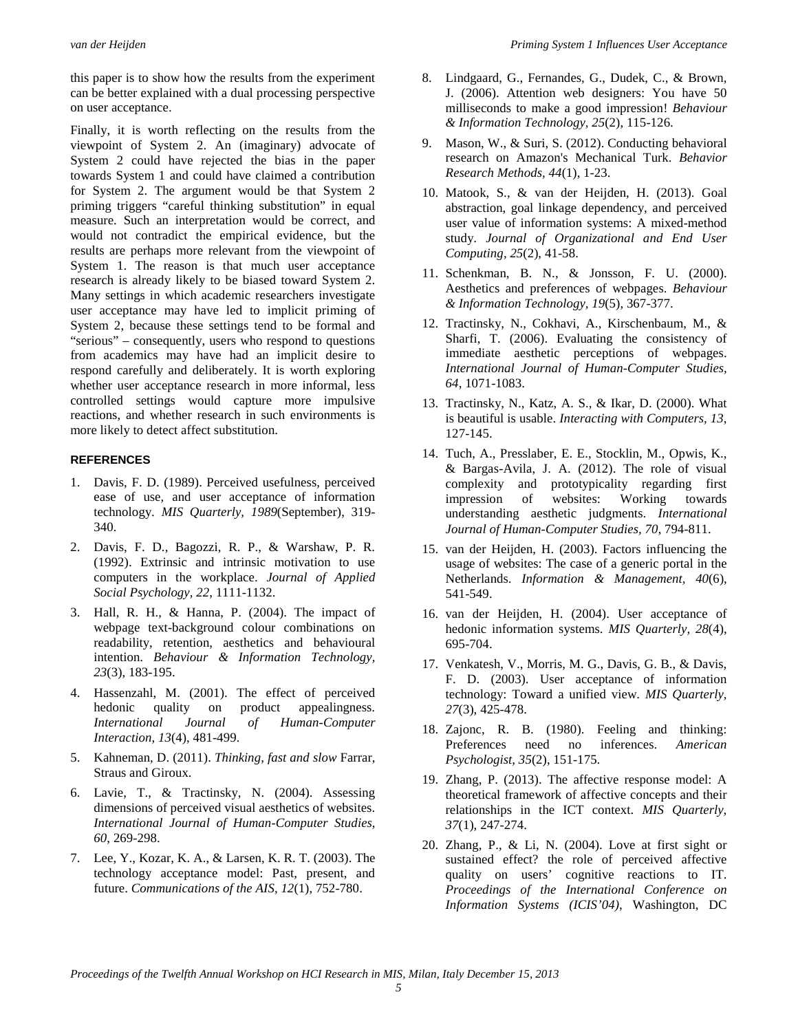this paper is to show how the results from the experiment can be better explained with a dual processing perspective on user acceptance.

Finally, it is worth reflecting on the results from the viewpoint of System 2. An (imaginary) advocate of System 2 could have rejected the bias in the paper towards System 1 and could have claimed a contribution for System 2. The argument would be that System 2 priming triggers "careful thinking substitution" in equal measure. Such an interpretation would be correct, and would not contradict the empirical evidence, but the results are perhaps more relevant from the viewpoint of System 1. The reason is that much user acceptance research is already likely to be biased toward System 2. Many settings in which academic researchers investigate user acceptance may have led to implicit priming of System 2, because these settings tend to be formal and "serious" – consequently, users who respond to questions from academics may have had an implicit desire to respond carefully and deliberately. It is worth exploring whether user acceptance research in more informal, less controlled settings would capture more impulsive reactions, and whether research in such environments is more likely to detect affect substitution.

## REFERENCES

1. Davis, F. D. (1989). Perceived usefulness, perceived ease of use, and user acceptance of information technology. *MIS Quarterly, 1989*(September), 319-340.
2. Davis, F. D., Bagozzi, R. P., & Warshaw, P. R. (1992). Extrinsic and intrinsic motivation to use computers in the workplace. *Journal of Applied Social Psychology, 22*, 1111-1132.
3. Hall, R. H., & Hanna, P. (2004). The impact of webpage text-background colour combinations on readability, retention, aesthetics and behavioural intention. *Behaviour & Information Technology, 23*(3), 183-195.
4. Hassenzahl, M. (2001). The effect of perceived hedonic quality on product appealingness. *International Journal of Human-Computer Interaction, 13*(4), 481-499.
5. Kahneman, D. (2011). *Thinking, fast and slow* Farrar, Straus and Giroux.
6. Lavie, T., & Tractinsky, N. (2004). Assessing dimensions of perceived visual aesthetics of websites. *International Journal of Human-Computer Studies, 60*, 269-298.
7. Lee, Y., Kozar, K. A., & Larsen, K. R. T. (2003). The technology acceptance model: Past, present, and future. *Communications of the AIS, 12*(1), 752-780.
8. Lindgaard, G., Fernandes, G., Dudek, C., & Brown, J. (2006). Attention web designers: You have 50 milliseconds to make a good impression! *Behaviour & Information Technology, 25*(2), 115-126.
9. Mason, W., & Suri, S. (2012). Conducting behavioral research on Amazon's Mechanical Turk. *Behavior Research Methods, 44*(1), 1-23.
10. Matook, S., & van der Heijden, H. (2013). Goal abstraction, goal linkage dependency, and perceived user value of information systems: A mixed-method study. *Journal of Organizational and End User Computing, 25*(2), 41-58.
11. Schenkman, B. N., & Jonsson, F. U. (2000). Aesthetics and preferences of webpages. *Behaviour & Information Technology, 19*(5), 367-377.
12. Tractinsky, N., Cokhavi, A., Kirschenbaum, M., & Sharfi, T. (2006). Evaluating the consistency of immediate aesthetic perceptions of webpages. *International Journal of Human-Computer Studies, 64*, 1071-1083.
13. Tractinsky, N., Katz, A. S., & Ikar, D. (2000). What is beautiful is usable. *Interacting with Computers, 13*, 127-145.
14. Tuch, A., Presslaber, E. E., Stocklin, M., Opwis, K., & Bargas-Avila, J. A. (2012). The role of visual complexity and prototypicality regarding first impression of websites: Working towards understanding aesthetic judgments. *International Journal of Human-Computer Studies, 70*, 794-811.
15. van der Heijden, H. (2003). Factors influencing the usage of websites: The case of a generic portal in the Netherlands. *Information & Management, 40*(6), 541-549.
16. van der Heijden, H. (2004). User acceptance of hedonic information systems. *MIS Quarterly, 28*(4), 695-704.
17. Venkatesh, V., Morris, M. G., Davis, G. B., & Davis, F. D. (2003). User acceptance of information technology: Toward a unified view. *MIS Quarterly, 27*(3), 425-478.
18. Zajonc, R. B. (1980). Feeling and thinking: Preferences need no inferences. *American Psychologist, 35*(2), 151-175.
19. Zhang, P. (2013). The affective response model: A theoretical framework of affective concepts and their relationships in the ICT context. *MIS Quarterly, 37*(1), 247-274.
20. Zhang, P., & Li, N. (2004). Love at first sight or sustained effect? the role of perceived affective quality on users' cognitive reactions to IT. *Proceedings of the International Conference on Information Systems (ICIS'04)*, Washington, DC